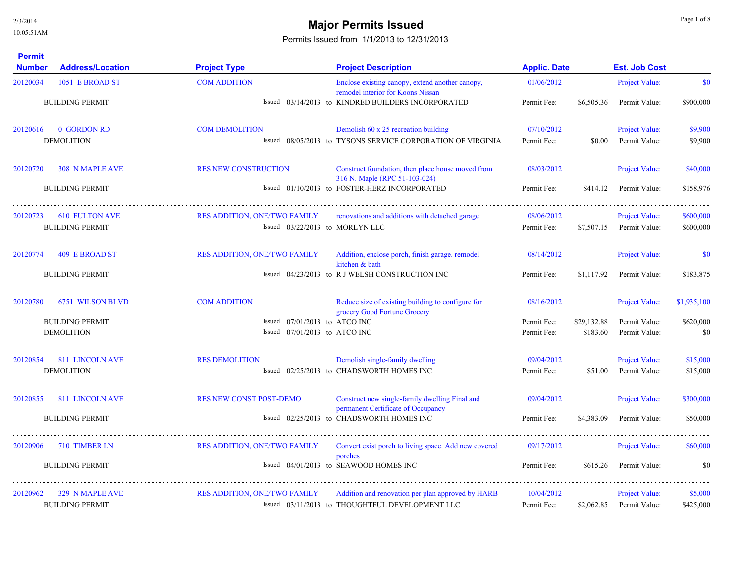2/3/2014
10:05:51AM

# Major Permits Issued

Permits Issued from 1/1/2013 to 12/31/2013

| Permit Number | Address/Location | Project Type | Issued | Project Description | Applic. Date | | Est. Job Cost | |
|---|---|---|---|---|---|---|---|---|
| 20120034 | 1051 E BROAD ST | COM ADDITION | | Enclose existing canopy, extend another canopy, remodel interior for Koons Nissan | 01/06/2012 | | Project Value: | $0 |
| | BUILDING PERMIT | | Issued 03/14/2013 | to KINDRED BUILDERS INCORPORATED | Permit Fee: | $6,505.36 | Permit Value: | $900,000 |
| 20120616 | 0 GORDON RD | COM DEMOLITION | | Demolish 60 x 25 recreation building | 07/10/2012 | | Project Value: | $9,900 |
| | DEMOLITION | | Issued 08/05/2013 | to TYSONS SERVICE CORPORATION OF VIRGINIA | Permit Fee: | $0.00 | Permit Value: | $9,900 |
| 20120720 | 308 N MAPLE AVE | RES NEW CONSTRUCTION | | Construct foundation, then place house moved from 316 N. Maple (RPC 51-103-024) | 08/03/2012 | | Project Value: | $40,000 |
| | BUILDING PERMIT | | Issued 01/10/2013 | to FOSTER-HERZ INCORPORATED | Permit Fee: | $414.12 | Permit Value: | $158,976 |
| 20120723 | 610 FULTON AVE | RES ADDITION, ONE/TWO FAMILY | | renovations and additions with detached garage | 08/06/2012 | | Project Value: | $600,000 |
| | BUILDING PERMIT | | Issued 03/22/2013 | to MORLYN LLC | Permit Fee: | $7,507.15 | Permit Value: | $600,000 |
| 20120774 | 409 E BROAD ST | RES ADDITION, ONE/TWO FAMILY | | Addition, enclose porch, finish garage. remodel kitchen & bath | 08/14/2012 | | Project Value: | $0 |
| | BUILDING PERMIT | | Issued 04/23/2013 | to R J WELSH CONSTRUCTION INC | Permit Fee: | $1,117.92 | Permit Value: | $183,875 |
| 20120780 | 6751 WILSON BLVD | COM ADDITION | | Reduce size of existing building to configure for grocery Good Fortune Grocery | 08/16/2012 | | Project Value: | $1,935,100 |
| | BUILDING PERMIT | | Issued 07/01/2013 | to ATCO INC | Permit Fee: | $29,132.88 | Permit Value: | $620,000 |
| | DEMOLITION | | Issued 07/01/2013 | to ATCO INC | Permit Fee: | $183.60 | Permit Value: | $0 |
| 20120854 | 811 LINCOLN AVE | RES DEMOLITION | | Demolish single-family dwelling | 09/04/2012 | | Project Value: | $15,000 |
| | DEMOLITION | | Issued 02/25/2013 | to CHADSWORTH HOMES INC | Permit Fee: | $51.00 | Permit Value: | $15,000 |
| 20120855 | 811 LINCOLN AVE | RES NEW CONST POST-DEMO | | Construct new single-family dwelling Final and permanent Certificate of Occupancy | 09/04/2012 | | Project Value: | $300,000 |
| | BUILDING PERMIT | | Issued 02/25/2013 | to CHADSWORTH HOMES INC | Permit Fee: | $4,383.09 | Permit Value: | $50,000 |
| 20120906 | 710 TIMBER LN | RES ADDITION, ONE/TWO FAMILY | | Convert exist porch to living space. Add new covered porches | 09/17/2012 | | Project Value: | $60,000 |
| | BUILDING PERMIT | | Issued 04/01/2013 | to SEAWOOD HOMES INC | Permit Fee: | $615.26 | Permit Value: | $0 |
| 20120962 | 329 N MAPLE AVE | RES ADDITION, ONE/TWO FAMILY | | Addition and renovation per plan approved by HARB | 10/04/2012 | | Project Value: | $5,000 |
| | BUILDING PERMIT | | Issued 03/11/2013 | to THOUGHTFUL DEVELOPMENT LLC | Permit Fee: | $2,062.85 | Permit Value: | $425,000 |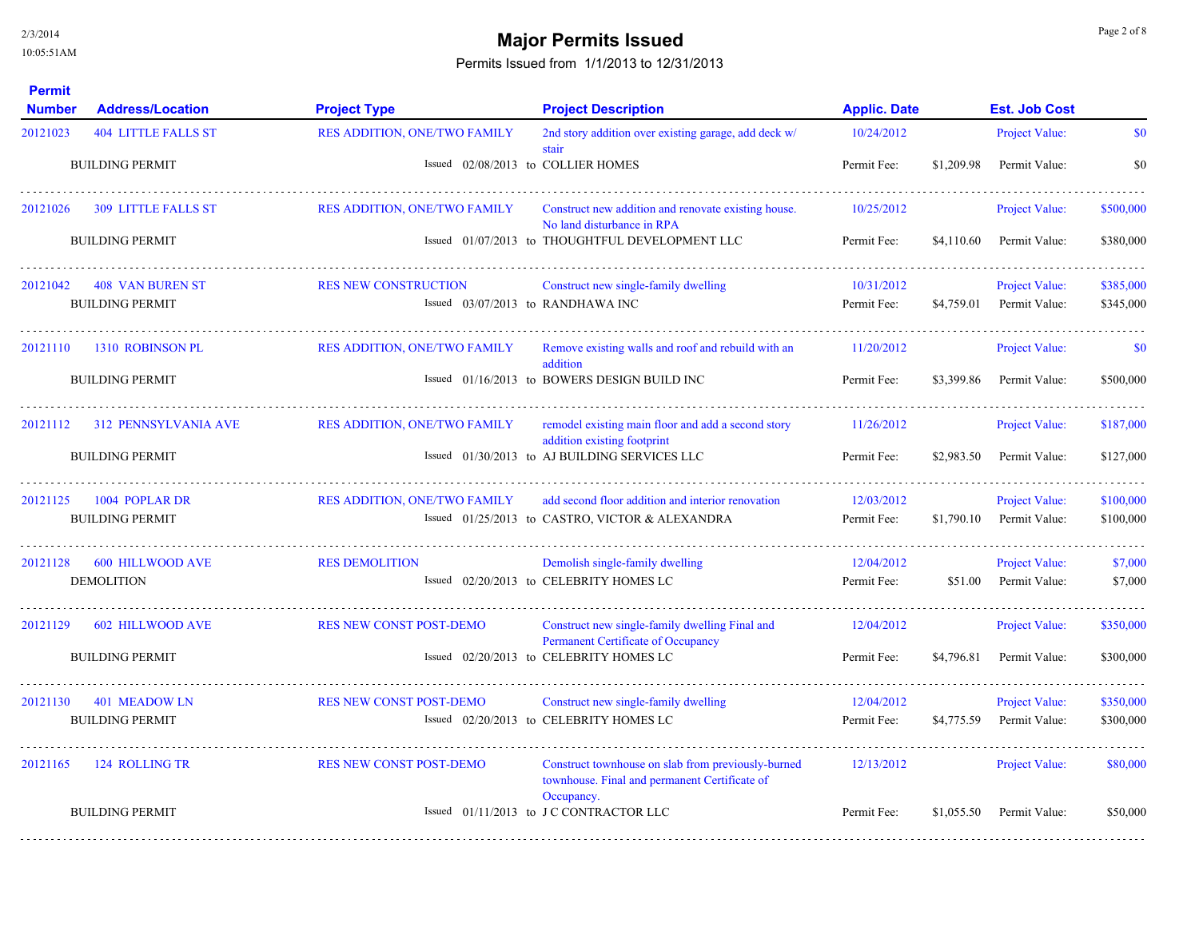# Major Permits Issued

Permits Issued from 1/1/2013 to 12/31/2013

| Permit Number | Address/Location | Project Type | | Project Description | Applic. Date | | Est. Job Cost | |
|---|---|---|---|---|---|---|---|---|
| 20121023 | 404 LITTLE FALLS ST | RES ADDITION, ONE/TWO FAMILY | | 2nd story addition over existing garage, add deck w/ stair | 10/24/2012 | | Project Value: | $0 |
| | BUILDING PERMIT | | Issued 02/08/2013 to | COLLIER HOMES | Permit Fee: | $1,209.98 | Permit Value: | $0 |
| 20121026 | 309 LITTLE FALLS ST | RES ADDITION, ONE/TWO FAMILY | | Construct new addition and renovate existing house. No land disturbance in RPA | 10/25/2012 | | Project Value: | $500,000 |
| | BUILDING PERMIT | | Issued 01/07/2013 to | THOUGHTFUL DEVELOPMENT LLC | Permit Fee: | $4,110.60 | Permit Value: | $380,000 |
| 20121042 | 408 VAN BUREN ST | RES NEW CONSTRUCTION | | Construct new single-family dwelling | 10/31/2012 | | Project Value: | $385,000 |
| | BUILDING PERMIT | | Issued 03/07/2013 to | RANDHAWA INC | Permit Fee: | $4,759.01 | Permit Value: | $345,000 |
| 20121110 | 1310 ROBINSON PL | RES ADDITION, ONE/TWO FAMILY | | Remove existing walls and roof and rebuild with an addition | 11/20/2012 | | Project Value: | $0 |
| | BUILDING PERMIT | | Issued 01/16/2013 to | BOWERS DESIGN BUILD INC | Permit Fee: | $3,399.86 | Permit Value: | $500,000 |
| 20121112 | 312 PENNSYLVANIA AVE | RES ADDITION, ONE/TWO FAMILY | | remodel existing main floor and add a second story addition existing footprint | 11/26/2012 | | Project Value: | $187,000 |
| | BUILDING PERMIT | | Issued 01/30/2013 to | AJ BUILDING SERVICES LLC | Permit Fee: | $2,983.50 | Permit Value: | $127,000 |
| 20121125 | 1004 POPLAR DR | RES ADDITION, ONE/TWO FAMILY | | add second floor addition and interior renovation | 12/03/2012 | | Project Value: | $100,000 |
| | BUILDING PERMIT | | Issued 01/25/2013 to | CASTRO, VICTOR & ALEXANDRA | Permit Fee: | $1,790.10 | Permit Value: | $100,000 |
| 20121128 | 600 HILLWOOD AVE | RES DEMOLITION | | Demolish single-family dwelling | 12/04/2012 | | Project Value: | $7,000 |
| | DEMOLITION | | Issued 02/20/2013 to | CELEBRITY HOMES LC | Permit Fee: | $51.00 | Permit Value: | $7,000 |
| 20121129 | 602 HILLWOOD AVE | RES NEW CONST POST-DEMO | | Construct new single-family dwelling Final and Permanent Certificate of Occupancy | 12/04/2012 | | Project Value: | $350,000 |
| | BUILDING PERMIT | | Issued 02/20/2013 to | CELEBRITY HOMES LC | Permit Fee: | $4,796.81 | Permit Value: | $300,000 |
| 20121130 | 401 MEADOW LN | RES NEW CONST POST-DEMO | | Construct new single-family dwelling | 12/04/2012 | | Project Value: | $350,000 |
| | BUILDING PERMIT | | Issued 02/20/2013 to | CELEBRITY HOMES LC | Permit Fee: | $4,775.59 | Permit Value: | $300,000 |
| 20121165 | 124 ROLLING TR | RES NEW CONST POST-DEMO | | Construct townhouse on slab from previously-burned townhouse. Final and permanent Certificate of Occupancy. | 12/13/2012 | | Project Value: | $80,000 |
| | BUILDING PERMIT | | Issued 01/11/2013 to | J C CONTRACTOR LLC | Permit Fee: | $1,055.50 | Permit Value: | $50,000 |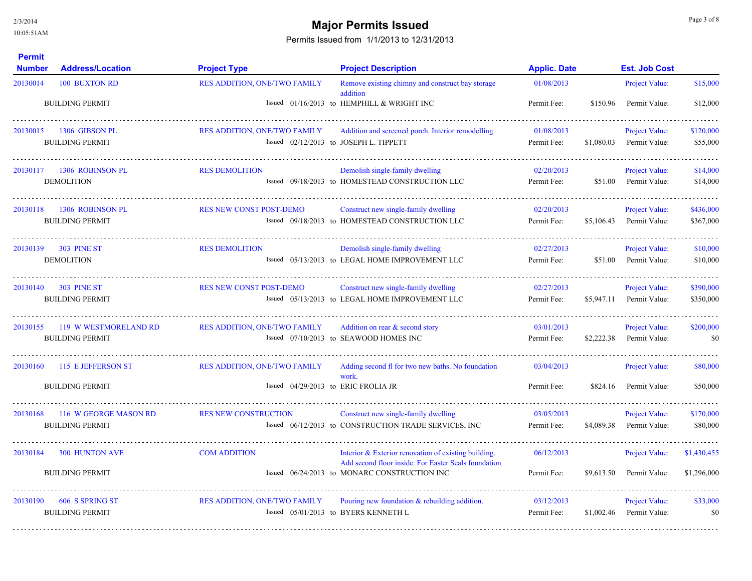# Major Permits Issued

Permits Issued from 1/1/2013 to 12/31/2013

| Permit Number | Address/Location | Project Type | Project Description | Applic. Date | | Est. Job Cost | |
|---|---|---|---|---|---|---|---|
| 20130014 | 100 BUXTON RD | RES ADDITION, ONE/TWO FAMILY | Remove existing chimny and construct bay storage addition | 01/08/2013 | | Project Value: | $15,000 |
| | BUILDING PERMIT | Issued 01/16/2013 to | HEMPHILL & WRIGHT INC | Permit Fee: | $150.96 | Permit Value: | $12,000 |
| 20130015 | 1306 GIBSON PL | RES ADDITION, ONE/TWO FAMILY | Addition and screened porch. Interior remodelling | 01/08/2013 | | Project Value: | $120,000 |
| | BUILDING PERMIT | Issued 02/12/2013 to | JOSEPH L. TIPPETT | Permit Fee: | $1,080.03 | Permit Value: | $55,000 |
| 20130117 | 1306 ROBINSON PL | RES DEMOLITION | Demolish single-family dwelling | 02/20/2013 | | Project Value: | $14,000 |
| | DEMOLITION | Issued 09/18/2013 to | HOMESTEAD CONSTRUCTION LLC | Permit Fee: | $51.00 | Permit Value: | $14,000 |
| 20130118 | 1306 ROBINSON PL | RES NEW CONST POST-DEMO | Construct new single-family dwelling | 02/20/2013 | | Project Value: | $436,000 |
| | BUILDING PERMIT | Issued 09/18/2013 to | HOMESTEAD CONSTRUCTION LLC | Permit Fee: | $5,106.43 | Permit Value: | $367,000 |
| 20130139 | 303 PINE ST | RES DEMOLITION | Demolish single-family dwelling | 02/27/2013 | | Project Value: | $10,000 |
| | DEMOLITION | Issued 05/13/2013 to | LEGAL HOME IMPROVEMENT LLC | Permit Fee: | $51.00 | Permit Value: | $10,000 |
| 20130140 | 303 PINE ST | RES NEW CONST POST-DEMO | Construct new single-family dwelling | 02/27/2013 | | Project Value: | $390,000 |
| | BUILDING PERMIT | Issued 05/13/2013 to | LEGAL HOME IMPROVEMENT LLC | Permit Fee: | $5,947.11 | Permit Value: | $350,000 |
| 20130155 | 119 W WESTMORELAND RD | RES ADDITION, ONE/TWO FAMILY | Addition on rear & second story | 03/01/2013 | | Project Value: | $200,000 |
| | BUILDING PERMIT | Issued 07/10/2013 to | SEAWOOD HOMES INC | Permit Fee: | $2,222.38 | Permit Value: | $0 |
| 20130160 | 115 E JEFFERSON ST | RES ADDITION, ONE/TWO FAMILY | Adding second fl for two new baths. No foundation work. | 03/04/2013 | | Project Value: | $80,000 |
| | BUILDING PERMIT | Issued 04/29/2013 to | ERIC FROLIA JR | Permit Fee: | $824.16 | Permit Value: | $50,000 |
| 20130168 | 116 W GEORGE MASON RD | RES NEW CONSTRUCTION | Construct new single-family dwelling | 03/05/2013 | | Project Value: | $170,000 |
| | BUILDING PERMIT | Issued 06/12/2013 to | CONSTRUCTION TRADE SERVICES, INC | Permit Fee: | $4,089.38 | Permit Value: | $80,000 |
| 20130184 | 300 HUNTON AVE | COM ADDITION | Interior & Exterior renovation of existing building. Add second floor inside. For Easter Seals foundation. | 06/12/2013 | | Project Value: | $1,430,455 |
| | BUILDING PERMIT | Issued 06/24/2013 to | MONARC CONSTRUCTION INC | Permit Fee: | $9,613.50 | Permit Value: | $1,296,000 |
| 20130190 | 606 S SPRING ST | RES ADDITION, ONE/TWO FAMILY | Pouring new foundation & rebuilding addition. | 03/12/2013 | | Project Value: | $33,000 |
| | BUILDING PERMIT | Issued 05/01/2013 to | BYERS KENNETH L | Permit Fee: | $1,002.46 | Permit Value: | $0 |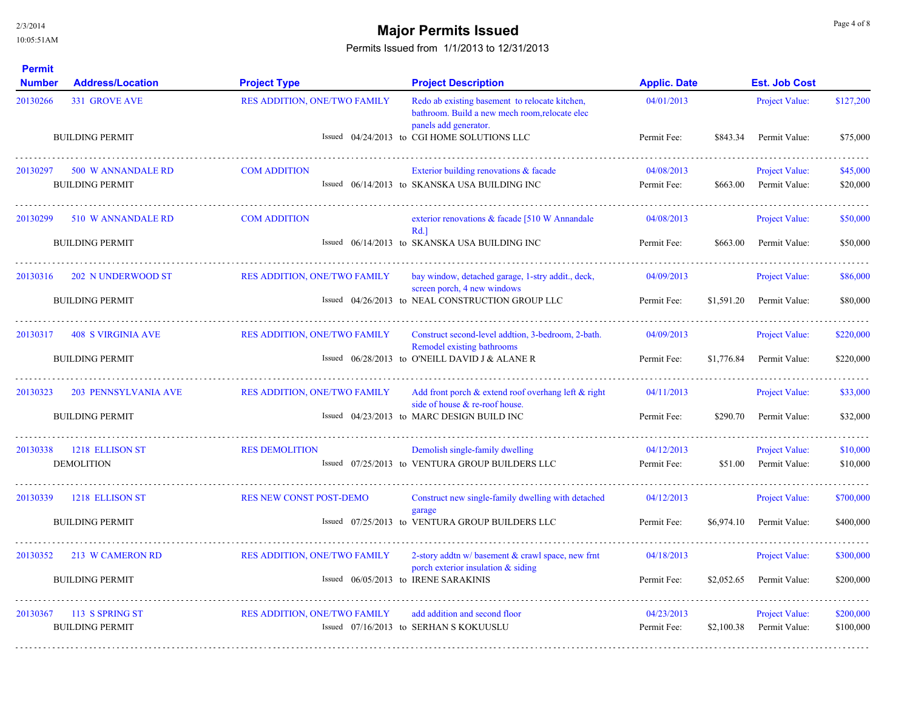# Major Permits Issued

Permits Issued from 1/1/2013 to 12/31/2013

| Permit Number | Address/Location | Project Type | Project Description | Applic. Date | Est. Job Cost |
|---|---|---|---|---|---|
| 20130266 | 331 GROVE AVE | RES ADDITION, ONE/TWO FAMILY | Redo ab existing basement to relocate kitchen, bathroom. Build a new mech room,relocate elec panels add generator. | 04/01/2013 | Project Value: $127,200 |
| | BUILDING PERMIT | Issued 04/24/2013 | to CGI HOME SOLUTIONS LLC | Permit Fee: $843.34 | Permit Value: $75,000 |
| 20130297 | 500 W ANNANDALE RD | COM ADDITION | Exterior building renovations & facade | 04/08/2013 | Project Value: $45,000 |
| | BUILDING PERMIT | Issued 06/14/2013 | to SKANSKA USA BUILDING INC | Permit Fee: $663.00 | Permit Value: $20,000 |
| 20130299 | 510 W ANNANDALE RD | COM ADDITION | exterior renovations & facade [510 W Annandale Rd.] | 04/08/2013 | Project Value: $50,000 |
| | BUILDING PERMIT | Issued 06/14/2013 | to SKANSKA USA BUILDING INC | Permit Fee: $663.00 | Permit Value: $50,000 |
| 20130316 | 202 N UNDERWOOD ST | RES ADDITION, ONE/TWO FAMILY | bay window, detached garage, 1-stry addit., deck, screen porch, 4 new windows | 04/09/2013 | Project Value: $86,000 |
| | BUILDING PERMIT | Issued 04/26/2013 | to NEAL CONSTRUCTION GROUP LLC | Permit Fee: $1,591.20 | Permit Value: $80,000 |
| 20130317 | 408 S VIRGINIA AVE | RES ADDITION, ONE/TWO FAMILY | Construct second-level addtion, 3-bedroom, 2-bath. Remodel existing bathrooms | 04/09/2013 | Project Value: $220,000 |
| | BUILDING PERMIT | Issued 06/28/2013 | to O'NEILL DAVID J & ALANE R | Permit Fee: $1,776.84 | Permit Value: $220,000 |
| 20130323 | 203 PENNSYLVANIA AVE | RES ADDITION, ONE/TWO FAMILY | Add front porch & extend roof overhang left & right side of house & re-roof house. | 04/11/2013 | Project Value: $33,000 |
| | BUILDING PERMIT | Issued 04/23/2013 | to MARC DESIGN BUILD INC | Permit Fee: $290.70 | Permit Value: $32,000 |
| 20130338 | 1218 ELLISON ST | RES DEMOLITION | Demolish single-family dwelling | 04/12/2013 | Project Value: $10,000 |
| | DEMOLITION | Issued 07/25/2013 | to VENTURA GROUP BUILDERS LLC | Permit Fee: $51.00 | Permit Value: $10,000 |
| 20130339 | 1218 ELLISON ST | RES NEW CONST POST-DEMO | Construct new single-family dwelling with detached garage | 04/12/2013 | Project Value: $700,000 |
| | BUILDING PERMIT | Issued 07/25/2013 | to VENTURA GROUP BUILDERS LLC | Permit Fee: $6,974.10 | Permit Value: $400,000 |
| 20130352 | 213 W CAMERON RD | RES ADDITION, ONE/TWO FAMILY | 2-story addtn w/ basement & crawl space, new frnt porch exterior insulation & siding | 04/18/2013 | Project Value: $300,000 |
| | BUILDING PERMIT | Issued 06/05/2013 | to IRENE SARAKINIS | Permit Fee: $2,052.65 | Permit Value: $200,000 |
| 20130367 | 113 S SPRING ST | RES ADDITION, ONE/TWO FAMILY | add addition and second floor | 04/23/2013 | Project Value: $200,000 |
| | BUILDING PERMIT | Issued 07/16/2013 | to SERHAN S KOKUUSLU | Permit Fee: $2,100.38 | Permit Value: $100,000 |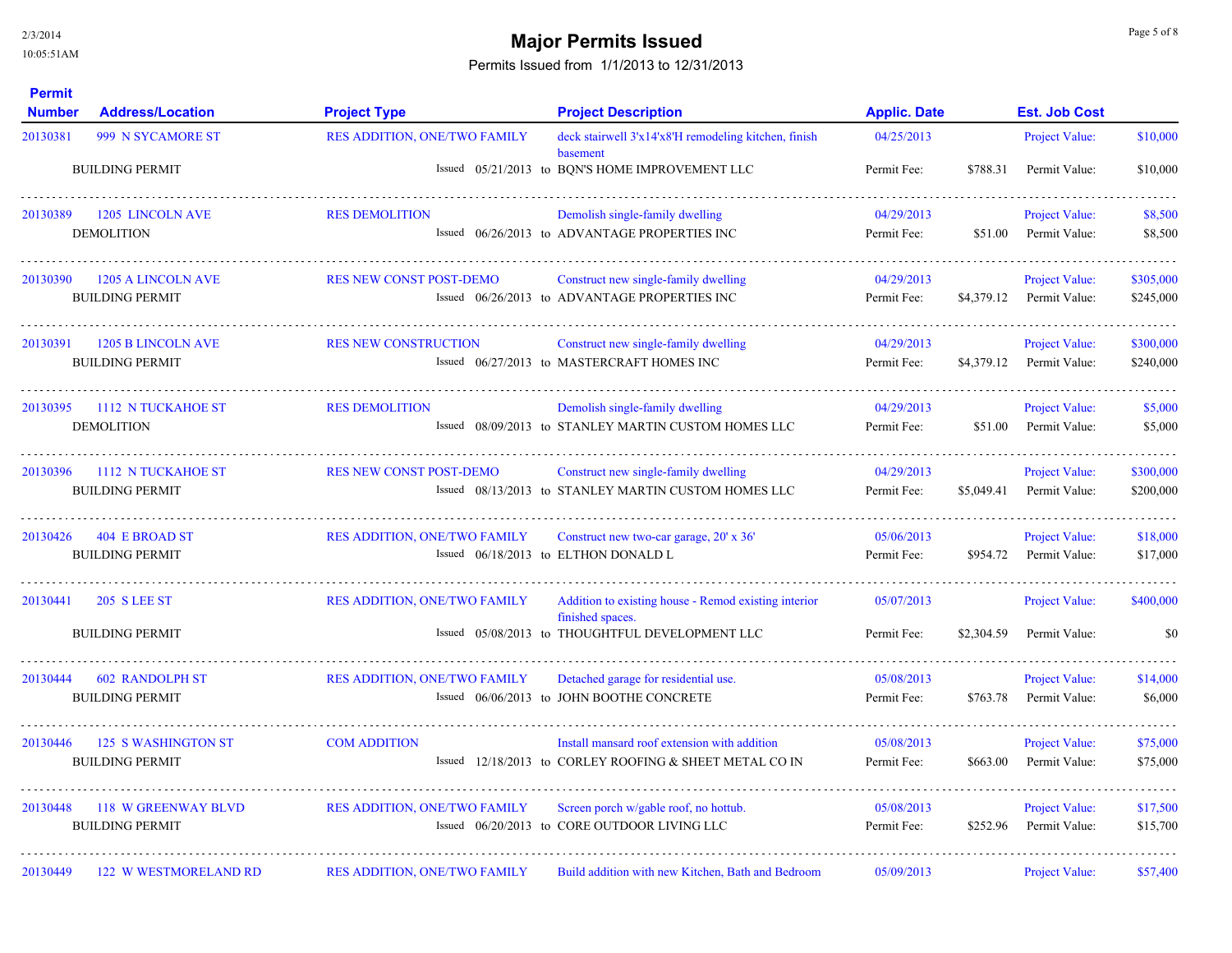# Major Permits Issued

Permits Issued from 1/1/2013 to 12/31/2013

| Permit Number | Address/Location | Project Type | Project Description | Applic. Date | Est. Job Cost | |
|---|---|---|---|---|---|---|
| 20130381 | 999 N SYCAMORE ST | RES ADDITION, ONE/TWO FAMILY | deck stairwell 3'x14'x8'H remodeling kitchen, finish basement | 04/25/2013 | Project Value: | $10,000 |
| | BUILDING PERMIT | Issued 05/21/2013 | to BQN'S HOME IMPROVEMENT LLC | Permit Fee: $788.31 | Permit Value: | $10,000 |
| 20130389 | 1205 LINCOLN AVE | RES DEMOLITION | Demolish single-family dwelling | 04/29/2013 | Project Value: | $8,500 |
| | DEMOLITION | Issued 06/26/2013 | to ADVANTAGE PROPERTIES INC | Permit Fee: $51.00 | Permit Value: | $8,500 |
| 20130390 | 1205 A LINCOLN AVE | RES NEW CONST POST-DEMO | Construct new single-family dwelling | 04/29/2013 | Project Value: | $305,000 |
| | BUILDING PERMIT | Issued 06/26/2013 | to ADVANTAGE PROPERTIES INC | Permit Fee: $4,379.12 | Permit Value: | $245,000 |
| 20130391 | 1205 B LINCOLN AVE | RES NEW CONSTRUCTION | Construct new single-family dwelling | 04/29/2013 | Project Value: | $300,000 |
| | BUILDING PERMIT | Issued 06/27/2013 | to MASTERCRAFT HOMES INC | Permit Fee: $4,379.12 | Permit Value: | $240,000 |
| 20130395 | 1112 N TUCKAHOE ST | RES DEMOLITION | Demolish single-family dwelling | 04/29/2013 | Project Value: | $5,000 |
| | DEMOLITION | Issued 08/09/2013 | to STANLEY MARTIN CUSTOM HOMES LLC | Permit Fee: $51.00 | Permit Value: | $5,000 |
| 20130396 | 1112 N TUCKAHOE ST | RES NEW CONST POST-DEMO | Construct new single-family dwelling | 04/29/2013 | Project Value: | $300,000 |
| | BUILDING PERMIT | Issued 08/13/2013 | to STANLEY MARTIN CUSTOM HOMES LLC | Permit Fee: $5,049.41 | Permit Value: | $200,000 |
| 20130426 | 404 E BROAD ST | RES ADDITION, ONE/TWO FAMILY | Construct new two-car garage, 20' x 36' | 05/06/2013 | Project Value: | $18,000 |
| | BUILDING PERMIT | Issued 06/18/2013 | to ELTHON DONALD L | Permit Fee: $954.72 | Permit Value: | $17,000 |
| 20130441 | 205 S LEE ST | RES ADDITION, ONE/TWO FAMILY | Addition to existing house - Remod existing interior finished spaces. | 05/07/2013 | Project Value: | $400,000 |
| | BUILDING PERMIT | Issued 05/08/2013 | to THOUGHTFUL DEVELOPMENT LLC | Permit Fee: $2,304.59 | Permit Value: | $0 |
| 20130444 | 602 RANDOLPH ST | RES ADDITION, ONE/TWO FAMILY | Detached garage for residential use. | 05/08/2013 | Project Value: | $14,000 |
| | BUILDING PERMIT | Issued 06/06/2013 | to JOHN BOOTHE CONCRETE | Permit Fee: $763.78 | Permit Value: | $6,000 |
| 20130446 | 125 S WASHINGTON ST | COM ADDITION | Install mansard roof extension with addition | 05/08/2013 | Project Value: | $75,000 |
| | BUILDING PERMIT | Issued 12/18/2013 | to CORLEY ROOFING & SHEET METAL CO IN | Permit Fee: $663.00 | Permit Value: | $75,000 |
| 20130448 | 118 W GREENWAY BLVD | RES ADDITION, ONE/TWO FAMILY | Screen porch w/gable roof, no hottub. | 05/08/2013 | Project Value: | $17,500 |
| | BUILDING PERMIT | Issued 06/20/2013 | to CORE OUTDOOR LIVING LLC | Permit Fee: $252.96 | Permit Value: | $15,700 |
| 20130449 | 122 W WESTMORELAND RD | RES ADDITION, ONE/TWO FAMILY | Build addition with new Kitchen, Bath and Bedroom | 05/09/2013 | Project Value: | $57,400 |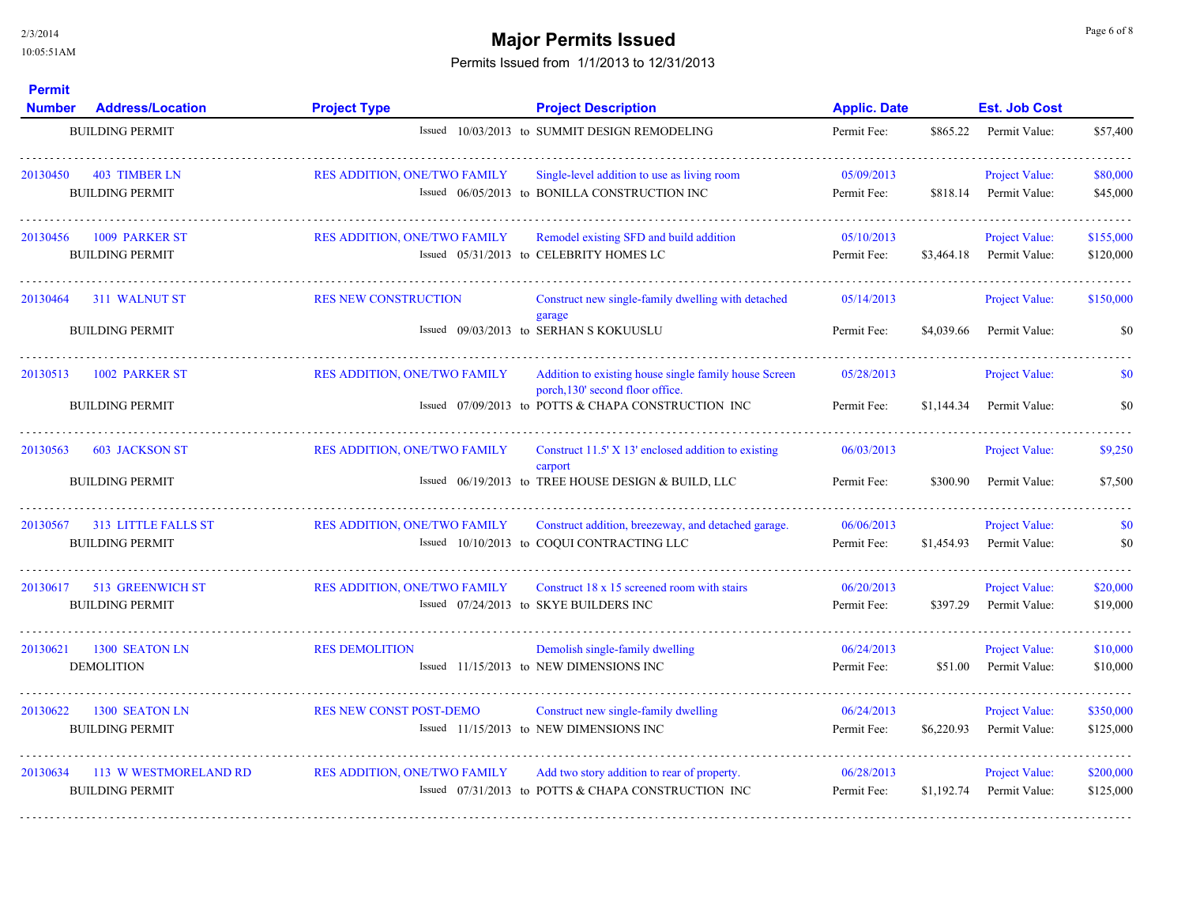# Major Permits Issued

Permits Issued from 1/1/2013 to 12/31/2013

| Permit Number | Address/Location | Project Type | Project Description | Applic. Date | | Est. Job Cost | |
|---|---|---|---|---|---|---|---|
| | BUILDING PERMIT | Issued 10/03/2013 to | SUMMIT DESIGN REMODELING | Permit Fee: | $865.22 | Permit Value: | $57,400 |
| 20130450 | 403 TIMBER LN | RES ADDITION, ONE/TWO FAMILY | Single-level addition to use as living room | 05/09/2013 | | Project Value: | $80,000 |
| | BUILDING PERMIT | Issued 06/05/2013 to | BONILLA CONSTRUCTION INC | Permit Fee: | $818.14 | Permit Value: | $45,000 |
| 20130456 | 1009 PARKER ST | RES ADDITION, ONE/TWO FAMILY | Remodel existing SFD and build addition | 05/10/2013 | | Project Value: | $155,000 |
| | BUILDING PERMIT | Issued 05/31/2013 to | CELEBRITY HOMES LC | Permit Fee: | $3,464.18 | Permit Value: | $120,000 |
| 20130464 | 311 WALNUT ST | RES NEW CONSTRUCTION | Construct new single-family dwelling with detached garage | 05/14/2013 | | Project Value: | $150,000 |
| | BUILDING PERMIT | Issued 09/03/2013 to | SERHAN S KOKUUSLU | Permit Fee: | $4,039.66 | Permit Value: | $0 |
| 20130513 | 1002 PARKER ST | RES ADDITION, ONE/TWO FAMILY | Addition to existing house single family house Screen porch,130' second floor office. | 05/28/2013 | | Project Value: | $0 |
| | BUILDING PERMIT | Issued 07/09/2013 to | POTTS & CHAPA CONSTRUCTION INC | Permit Fee: | $1,144.34 | Permit Value: | $0 |
| 20130563 | 603 JACKSON ST | RES ADDITION, ONE/TWO FAMILY | Construct 11.5' X 13' enclosed addition to existing carport | 06/03/2013 | | Project Value: | $9,250 |
| | BUILDING PERMIT | Issued 06/19/2013 to | TREE HOUSE DESIGN & BUILD, LLC | Permit Fee: | $300.90 | Permit Value: | $7,500 |
| 20130567 | 313 LITTLE FALLS ST | RES ADDITION, ONE/TWO FAMILY | Construct addition, breezeway, and detached garage. | 06/06/2013 | | Project Value: | $0 |
| | BUILDING PERMIT | Issued 10/10/2013 to | COQUI CONTRACTING LLC | Permit Fee: | $1,454.93 | Permit Value: | $0 |
| 20130617 | 513 GREENWICH ST | RES ADDITION, ONE/TWO FAMILY | Construct 18 x 15 screened room with stairs | 06/20/2013 | | Project Value: | $20,000 |
| | BUILDING PERMIT | Issued 07/24/2013 to | SKYE BUILDERS INC | Permit Fee: | $397.29 | Permit Value: | $19,000 |
| 20130621 | 1300 SEATON LN | RES DEMOLITION | Demolish single-family dwelling | 06/24/2013 | | Project Value: | $10,000 |
| | DEMOLITION | Issued 11/15/2013 to | NEW DIMENSIONS INC | Permit Fee: | $51.00 | Permit Value: | $10,000 |
| 20130622 | 1300 SEATON LN | RES NEW CONST POST-DEMO | Construct new single-family dwelling | 06/24/2013 | | Project Value: | $350,000 |
| | BUILDING PERMIT | Issued 11/15/2013 to | NEW DIMENSIONS INC | Permit Fee: | $6,220.93 | Permit Value: | $125,000 |
| 20130634 | 113 W WESTMORELAND RD | RES ADDITION, ONE/TWO FAMILY | Add two story addition to rear of property. | 06/28/2013 | | Project Value: | $200,000 |
| | BUILDING PERMIT | Issued 07/31/2013 to | POTTS & CHAPA CONSTRUCTION INC | Permit Fee: | $1,192.74 | Permit Value: | $125,000 |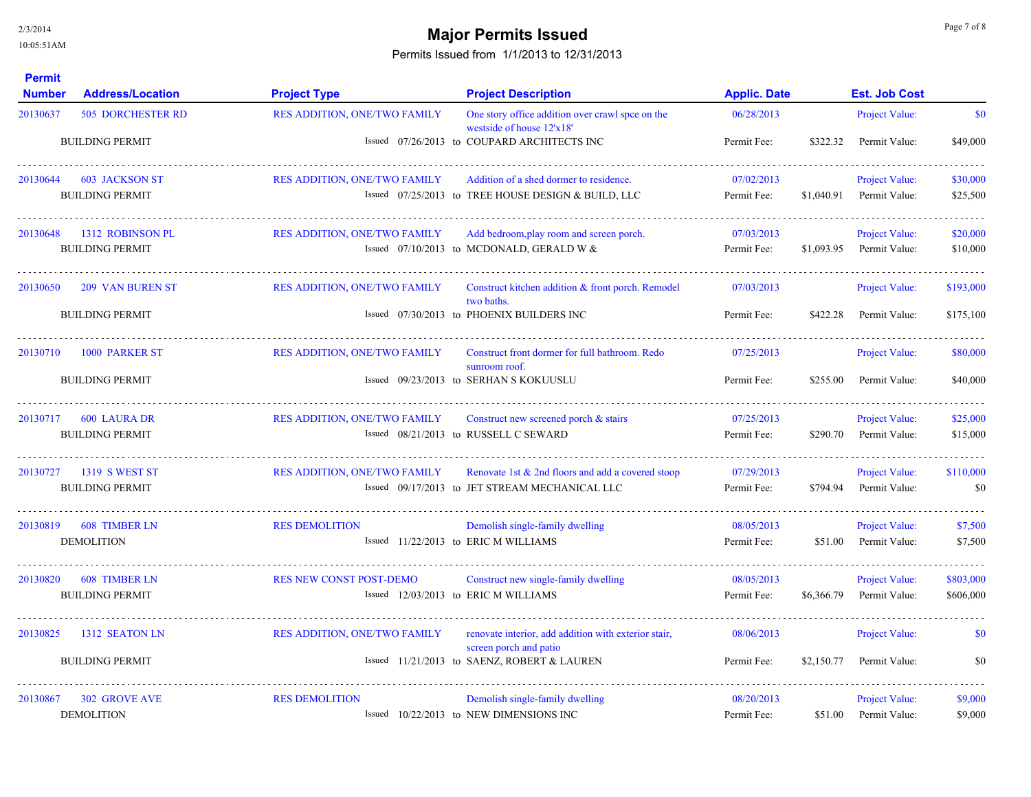# Major Permits Issued

Permits Issued from 1/1/2013 to 12/31/2013

2/3/2014
10:05:51AM

| Permit Number | Address/Location | Project Type | Issued | to | Project Description | Applic. Date | Permit Fee | Project Value | Permit Value |
|---|---|---|---|---|---|---|---|---|---|
| 20130637 BUILDING PERMIT | 505 DORCHESTER RD | RES ADDITION, ONE/TWO FAMILY | 07/26/2013 | COUPARD ARCHITECTS INC | One story office addition over crawl spce on the westside of house 12'x18' | 06/28/2013 | $322.32 | $0 | $49,000 |
| 20130644 BUILDING PERMIT | 603 JACKSON ST | RES ADDITION, ONE/TWO FAMILY | 07/25/2013 | TREE HOUSE DESIGN & BUILD, LLC | Addition of a shed dormer to residence. | 07/02/2013 | $1,040.91 | $30,000 | $25,500 |
| 20130648 BUILDING PERMIT | 1312 ROBINSON PL | RES ADDITION, ONE/TWO FAMILY | 07/10/2013 | MCDONALD, GERALD W & | Add bedroom,play room and screen porch. | 07/03/2013 | $1,093.95 | $20,000 | $10,000 |
| 20130650 BUILDING PERMIT | 209 VAN BUREN ST | RES ADDITION, ONE/TWO FAMILY | 07/30/2013 | PHOENIX BUILDERS INC | Construct kitchen addition & front porch. Remodel two baths. | 07/03/2013 | $422.28 | $193,000 | $175,100 |
| 20130710 BUILDING PERMIT | 1000 PARKER ST | RES ADDITION, ONE/TWO FAMILY | 09/23/2013 | SERHAN S KOKUUSLU | Construct front dormer for full bathroom. Redo sunroom roof. | 07/25/2013 | $255.00 | $80,000 | $40,000 |
| 20130717 BUILDING PERMIT | 600 LAURA DR | RES ADDITION, ONE/TWO FAMILY | 08/21/2013 | RUSSELL C SEWARD | Construct new screened porch & stairs | 07/25/2013 | $290.70 | $25,000 | $15,000 |
| 20130727 BUILDING PERMIT | 1319 S WEST ST | RES ADDITION, ONE/TWO FAMILY | 09/17/2013 | JET STREAM MECHANICAL LLC | Renovate 1st & 2nd floors and add a covered stoop | 07/29/2013 | $794.94 | $110,000 | $0 |
| 20130819 DEMOLITION | 608 TIMBER LN | RES DEMOLITION | 11/22/2013 | ERIC M WILLIAMS | Demolish single-family dwelling | 08/05/2013 | $51.00 | $7,500 | $7,500 |
| 20130820 BUILDING PERMIT | 608 TIMBER LN | RES NEW CONST POST-DEMO | 12/03/2013 | ERIC M WILLIAMS | Construct new single-family dwelling | 08/05/2013 | $6,366.79 | $803,000 | $606,000 |
| 20130825 BUILDING PERMIT | 1312 SEATON LN | RES ADDITION, ONE/TWO FAMILY | 11/21/2013 | SAENZ, ROBERT & LAUREN | renovate interior, add addition with exterior stair, screen porch and patio | 08/06/2013 | $2,150.77 | $0 | $0 |
| 20130867 DEMOLITION | 302 GROVE AVE | RES DEMOLITION | 10/22/2013 | NEW DIMENSIONS INC | Demolish single-family dwelling | 08/20/2013 | $51.00 | $9,000 | $9,000 |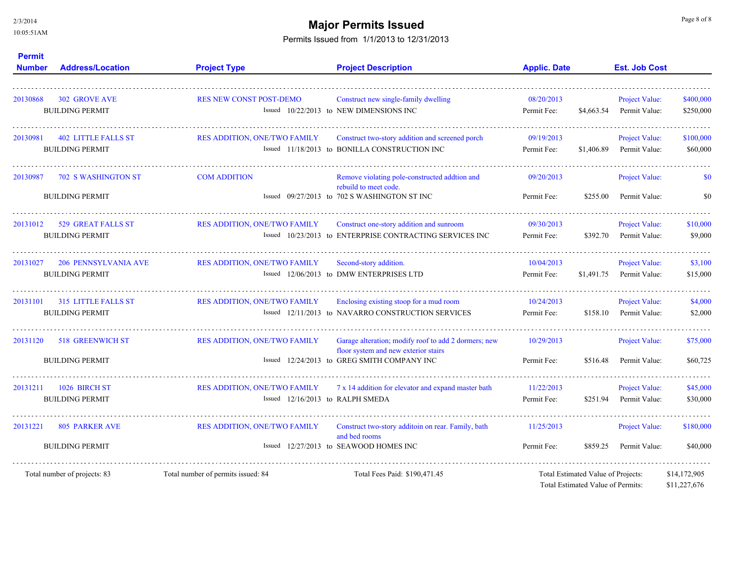# Major Permits Issued

Permits Issued from 1/1/2013 to 12/31/2013

2/3/2014
10:05:51AM

| Permit Number | Address/Location | Project Type | Project Description | Applic. Date | | Est. Job Cost | |
|---|---|---|---|---|---|---|---|
| 20130868 | 302 GROVE AVE | RES NEW CONST POST-DEMO | Construct new single-family dwelling | 08/20/2013 | | Project Value: | $400,000 |
| | BUILDING PERMIT | Issued 10/22/2013 to | NEW DIMENSIONS INC | Permit Fee: | $4,663.54 | Permit Value: | $250,000 |
| 20130981 | 402 LITTLE FALLS ST | RES ADDITION, ONE/TWO FAMILY | Construct two-story addition and screened porch | 09/19/2013 | | Project Value: | $100,000 |
| | BUILDING PERMIT | Issued 11/18/2013 to | BONILLA CONSTRUCTION INC | Permit Fee: | $1,406.89 | Permit Value: | $60,000 |
| 20130987 | 702 S WASHINGTON ST | COM ADDITION | Remove violating pole-constructed addtion and rebuild to meet code. | 09/20/2013 | | Project Value: | $0 |
| | BUILDING PERMIT | Issued 09/27/2013 to | 702 S WASHINGTON ST INC | Permit Fee: | $255.00 | Permit Value: | $0 |
| 20131012 | 529 GREAT FALLS ST | RES ADDITION, ONE/TWO FAMILY | Construct one-story addition and sunroom | 09/30/2013 | | Project Value: | $10,000 |
| | BUILDING PERMIT | Issued 10/23/2013 to | ENTERPRISE CONTRACTING SERVICES INC | Permit Fee: | $392.70 | Permit Value: | $9,000 |
| 20131027 | 206 PENNSYLVANIA AVE | RES ADDITION, ONE/TWO FAMILY | Second-story addition. | 10/04/2013 | | Project Value: | $3,100 |
| | BUILDING PERMIT | Issued 12/06/2013 to | DMW ENTERPRISES LTD | Permit Fee: | $1,491.75 | Permit Value: | $15,000 |
| 20131101 | 315 LITTLE FALLS ST | RES ADDITION, ONE/TWO FAMILY | Enclosing existing stoop for a mud room | 10/24/2013 | | Project Value: | $4,000 |
| | BUILDING PERMIT | Issued 12/11/2013 to | NAVARRO CONSTRUCTION SERVICES | Permit Fee: | $158.10 | Permit Value: | $2,000 |
| 20131120 | 518 GREENWICH ST | RES ADDITION, ONE/TWO FAMILY | Garage alteration; modify roof to add 2 dormers; new floor system and new exterior stairs | 10/29/2013 | | Project Value: | $75,000 |
| | BUILDING PERMIT | Issued 12/24/2013 to | GREG SMITH COMPANY INC | Permit Fee: | $516.48 | Permit Value: | $60,725 |
| 20131211 | 1026 BIRCH ST | RES ADDITION, ONE/TWO FAMILY | 7 x 14 addition for elevator and expand master bath | 11/22/2013 | | Project Value: | $45,000 |
| | BUILDING PERMIT | Issued 12/16/2013 to | RALPH SMEDA | Permit Fee: | $251.94 | Permit Value: | $30,000 |
| 20131221 | 805 PARKER AVE | RES ADDITION, ONE/TWO FAMILY | Construct two-story additoin on rear. Family, bath and bed rooms | 11/25/2013 | | Project Value: | $180,000 |
| | BUILDING PERMIT | Issued 12/27/2013 to | SEAWOOD HOMES INC | Permit Fee: | $859.25 | Permit Value: | $40,000 |

Total number of projects: 83

Total number of permits issued: 84

Total Fees Paid: $190,471.45

Total Estimated Value of Projects: $14,172,905

Total Estimated Value of Permits: $11,227,676